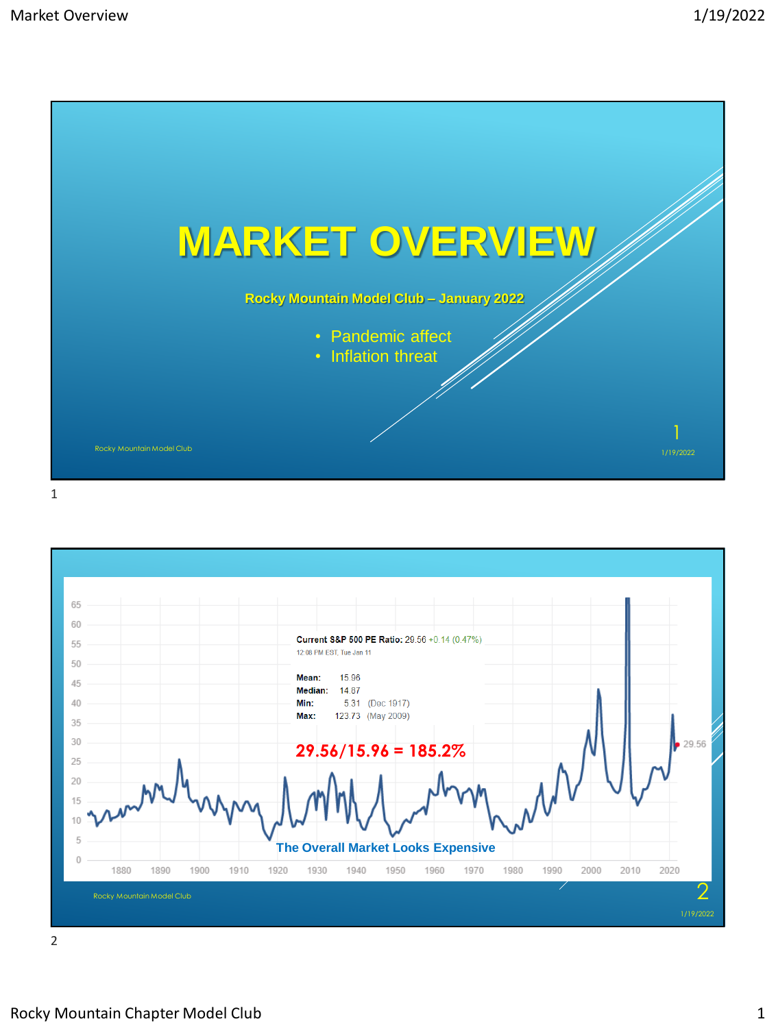# MARKET OVERVIEW

**Rocky Mountain Model Club – January 2022**

- Pandemic affect
- Inflation threat

Current S&P 500 PE Ratio: 29.56 +0.14 (0.47%)
12:08 PM EST, Tue Jan 11

Mean: 15.96
Median: 14.87
Min: 5.31 (Dec 1917)
Max: 123.73 (May 2009)

**29.56/15.96 = 185.2%**

**The Overall Market Looks Expensive**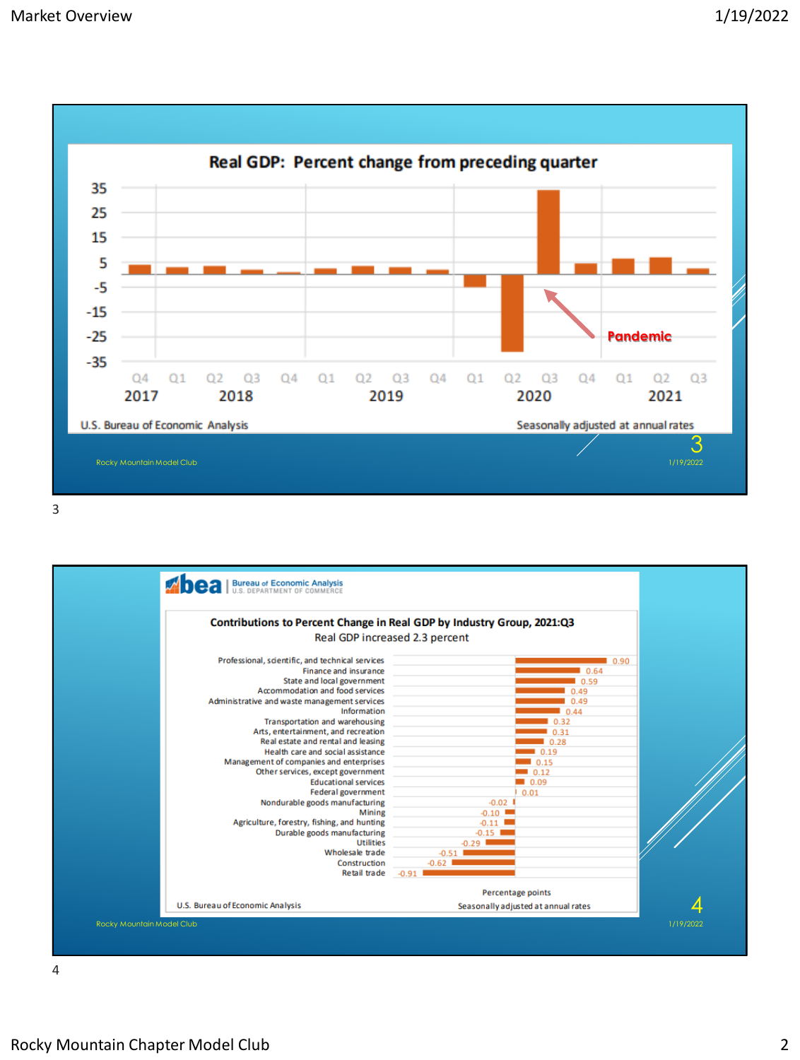## Real GDP: Percent change from preceding quarter

| Year | Quarter | Percent change |
|---|---|---|
| 2017 | Q4 | ~4 |
| 2018 | Q1 | ~3 |
| 2018 | Q2 | ~3 |
| 2018 | Q3 | ~2 |
| 2018 | Q4 | ~1 |
| 2019 | Q1 | ~2 |
| 2019 | Q2 | ~3 |
| 2019 | Q3 | ~3 |
| 2019 | Q4 | ~2 |
| 2020 | Q1 | ~-5 |
| 2020 | Q2 | ~-31 |
| 2020 | Q3 | ~34 |
| 2020 | Q4 | ~4 |
| 2021 | Q1 | ~6 |
| 2021 | Q2 | ~7 |
| 2021 | Q3 | ~2 |

Pandemic

U.S. Bureau of Economic Analysis — Seasonally adjusted at annual rates

Rocky Mountain Model Club — 1/19/2022

3

## Contributions to Percent Change in Real GDP by Industry Group, 2021:Q3

Real GDP increased 2.3 percent

| Industry group | Percentage points |
|---|---|
| Professional, scientific, and technical services | 0.90 |
| Finance and insurance | 0.64 |
| State and local government | 0.59 |
| Accommodation and food services | 0.49 |
| Administrative and waste management services | 0.49 |
| Information | 0.44 |
| Transportation and warehousing | 0.32 |
| Arts, entertainment, and recreation | 0.31 |
| Real estate and rental and leasing | 0.28 |
| Health care and social assistance | 0.19 |
| Management of companies and enterprises | 0.15 |
| Other services, except government | 0.12 |
| Educational services | 0.09 |
| Federal government | 0.01 |
| Nondurable goods manufacturing | -0.02 |
| Mining | -0.10 |
| Agriculture, forestry, fishing, and hunting | -0.11 |
| Durable goods manufacturing | -0.15 |
| Utilities | -0.29 |
| Wholesale trade | -0.51 |
| Construction | -0.62 |
| Retail trade | -0.91 |

U.S. Bureau of Economic Analysis — Seasonally adjusted at annual rates

Rocky Mountain Model Club — 1/19/2022

4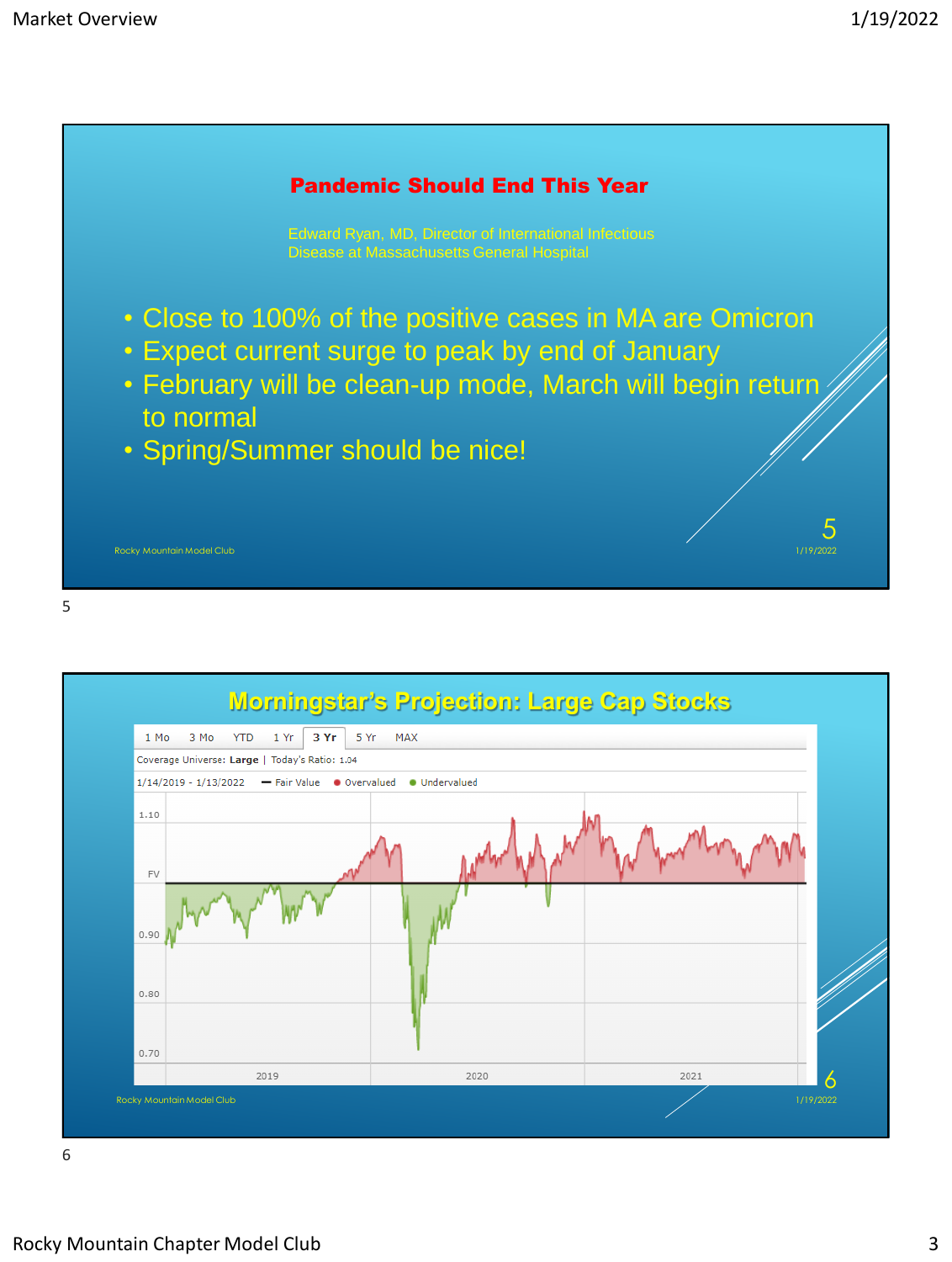## Pandemic Should End This Year

Edward Ryan, MD, Director of International Infectious Disease at Massachusetts General Hospital

- Close to 100% of the positive cases in MA are Omicron
- Expect current surge to peak by end of January
- February will be clean-up mode, March will begin return to normal
- Spring/Summer should be nice!

Rocky Mountain Model Club

## Morningstar's Projection: Large Cap Stocks

1 Mo | 3 Mo | YTD | 1 Yr | 3 Yr | 5 Yr | MAX

Coverage Universe: Large | Today's Ratio: 1.04

1/14/2019 - 1/13/2022 — Fair Value ● Overvalued ● Undervalued

Rocky Mountain Model Club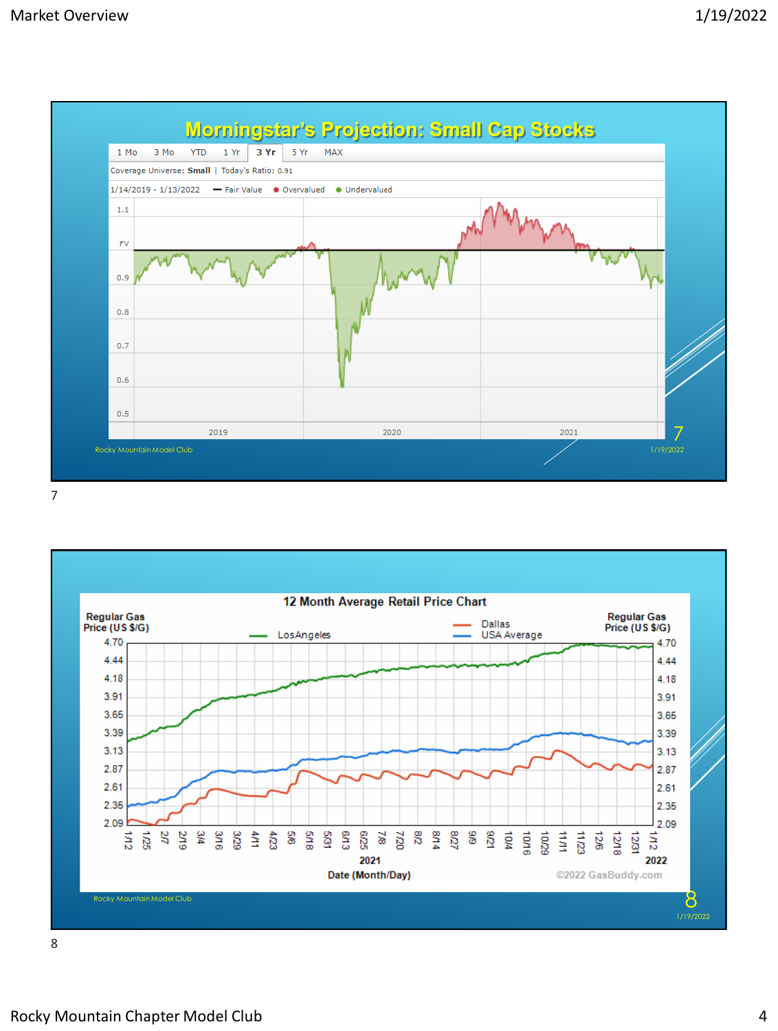## Morningstar's Projection: Small Cap Stocks

1 Mo | 3 Mo | YTD | 1 Yr | 3 Yr | 5 Yr | MAX

Coverage Universe: **Small** | Today's Ratio: 0.91

1/14/2019 - 1/13/2022 — Fair Value ● Overvalued ● Undervalued

Rocky Mountain Model Club

## 12 Month Average Retail Price Chart

Regular Gas Price (US $/G)

LosAngeles — Dallas — USA Average

Date (Month/Day)

©2022 GasBuddy.com

Rocky Mountain Model Club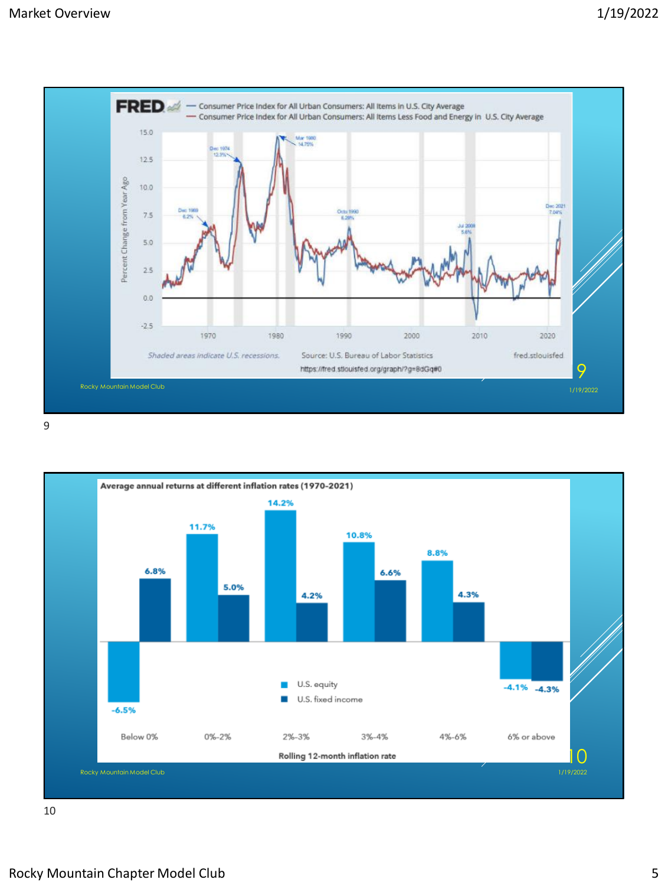FRED — Consumer Price Index for All Urban Consumers: All Items in U.S. City Average
— Consumer Price Index for All Urban Consumers: All Items Less Food and Energy in U.S. City Average

Dec 1969 6.2% · Dec 1974 12.3% · Mar 1980 14.75% · Octo 1990 6.29% · Jul 2008 5.6% · Dec 2021 7.04%

Percent Change from Year Ago

*Shaded areas indicate U.S. recessions.* Source: U.S. Bureau of Labor Statistics fred.stlouisfed

https://fred.stlouisfed.org/graph/?g=8dGq#0

Rocky Mountain Model Club

**Average annual returns at different inflation rates (1970-2021)**

| Rolling 12-month inflation rate | U.S. equity | U.S. fixed income |
|---|---|---|
| Below 0% | -6.5% | 6.8% |
| 0%-2% | 11.7% | 5.0% |
| 2%-3% | 14.2% | 4.2% |
| 3%-4% | 10.8% | 6.6% |
| 4%-6% | 8.8% | 4.3% |
| 6% or above | -4.1% | -4.3% |

Rocky Mountain Model Club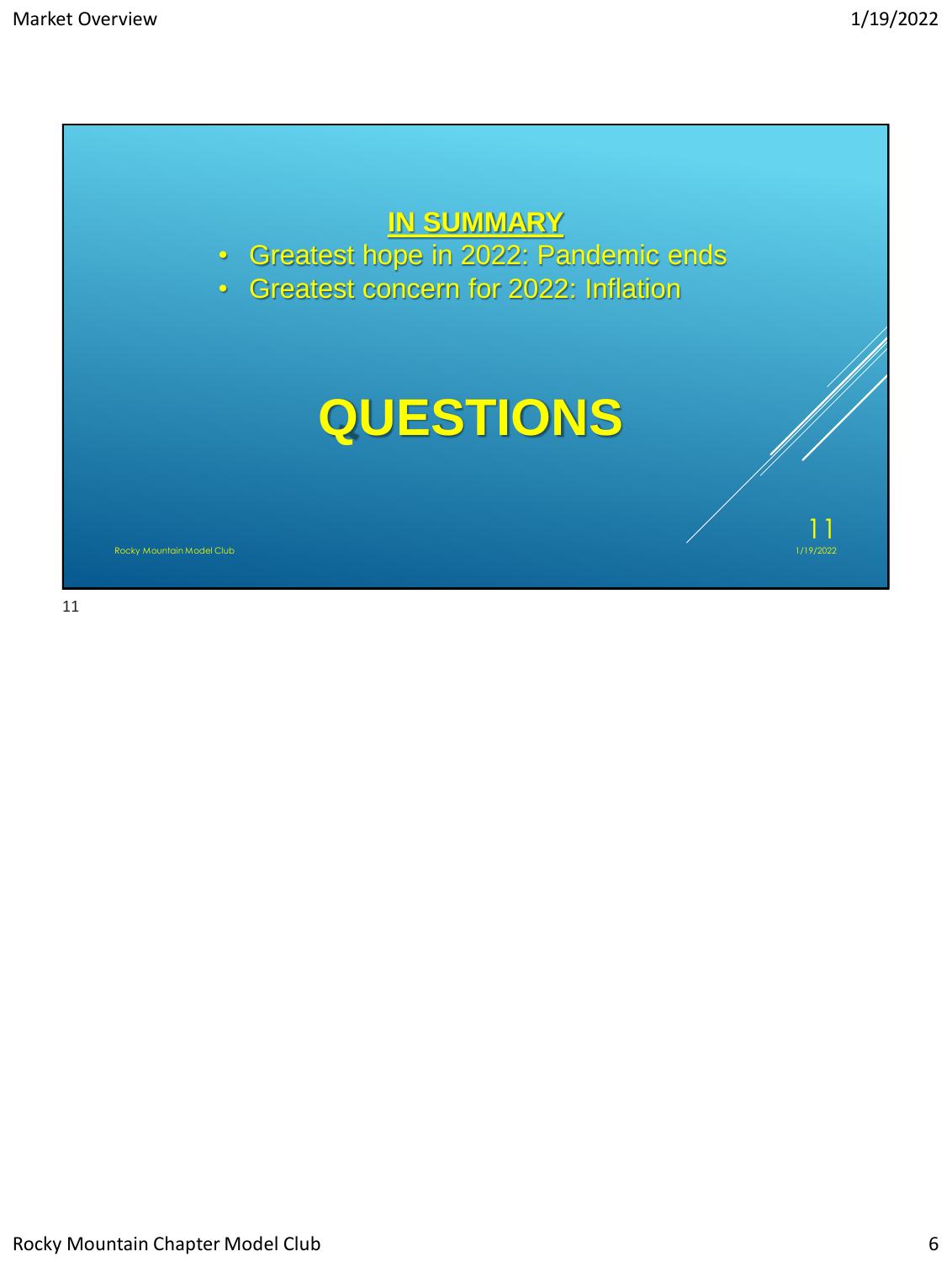## IN SUMMARY

- Greatest hope in 2022: Pandemic ends
- Greatest concern for 2022: Inflation

# QUESTIONS

Rocky Mountain Model Club

11

1/19/2022